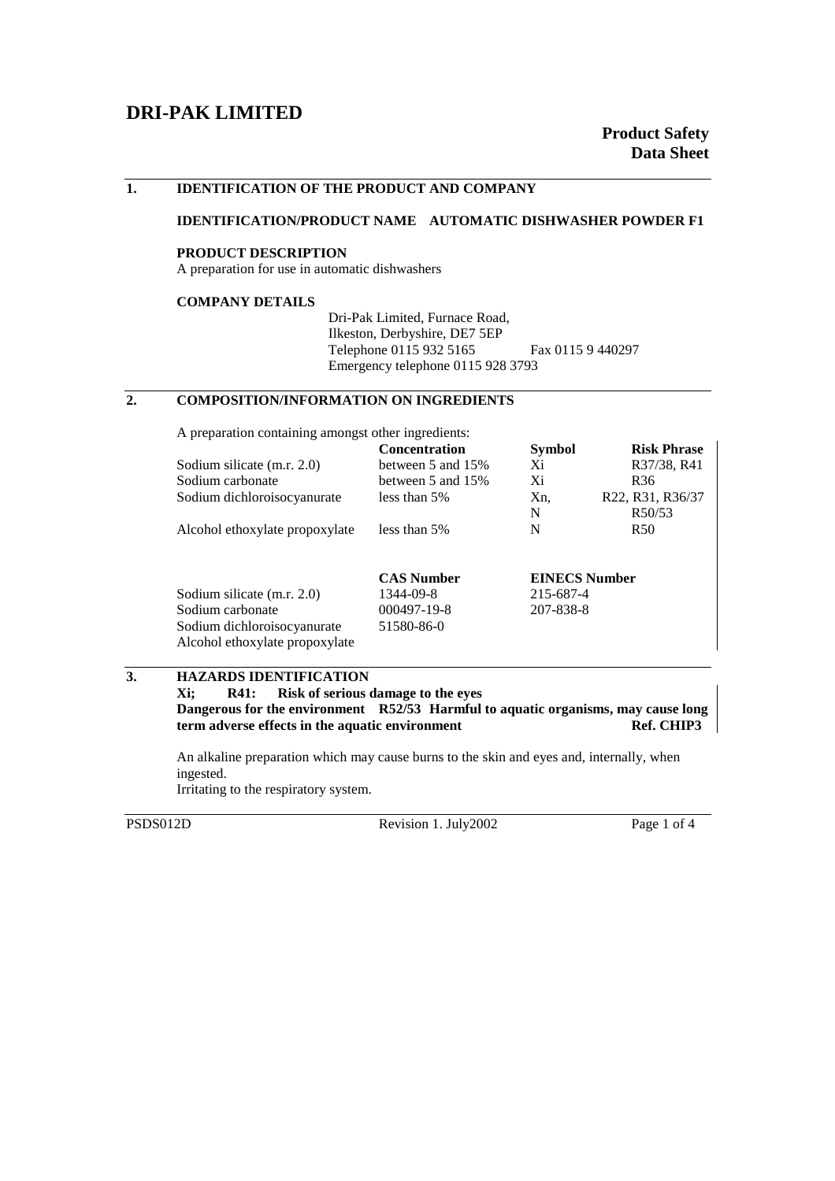# DRI-PAK LIMITED

**Product Safety Data Sheet**

## 1. IDENTIFICATION OF THE PRODUCT AND COMPANY

**IDENTIFICATION/PRODUCT NAME AUTOMATIC DISHWASHER POWDER F1**

**PRODUCT DESCRIPTION**

A preparation for use in automatic dishwashers

**COMPANY DETAILS**

Dri-Pak Limited, Furnace Road,
Ilkeston, Derbyshire, DE7 5EP
Telephone 0115 932 5165 Fax 0115 9 440297
Emergency telephone 0115 928 3793

## 2. COMPOSITION/INFORMATION ON INGREDIENTS

A preparation containing amongst other ingredients:

| | Concentration | Symbol | Risk Phrase |
|---|---|---|---|
| Sodium silicate (m.r. 2.0) | between 5 and 15% | Xi | R37/38, R41 |
| Sodium carbonate | between 5 and 15% | Xi | R36 |
| Sodium dichloroisocyanurate | less than 5% | Xn, | R22, R31, R36/37 |
| | | N | R50/53 |
| Alcohol ethoxylate propoxylate | less than 5% | N | R50 |

| | CAS Number | EINECS Number |
|---|---|---|
| Sodium silicate (m.r. 2.0) | 1344-09-8 | 215-687-4 |
| Sodium carbonate | 000497-19-8 | 207-838-8 |
| Sodium dichloroisocyanurate | 51580-86-0 | |
| Alcohol ethoxylate propoxylate | | |

## 3. HAZARDS IDENTIFICATION

**Xi; R41: Risk of serious damage to the eyes**
**Dangerous for the environment R52/53 Harmful to aquatic organisms, may cause long term adverse effects in the aquatic environment Ref. CHIP3**

An alkaline preparation which may cause burns to the skin and eyes and, internally, when ingested.
Irritating to the respiratory system.

PSDS012D Revision 1. July2002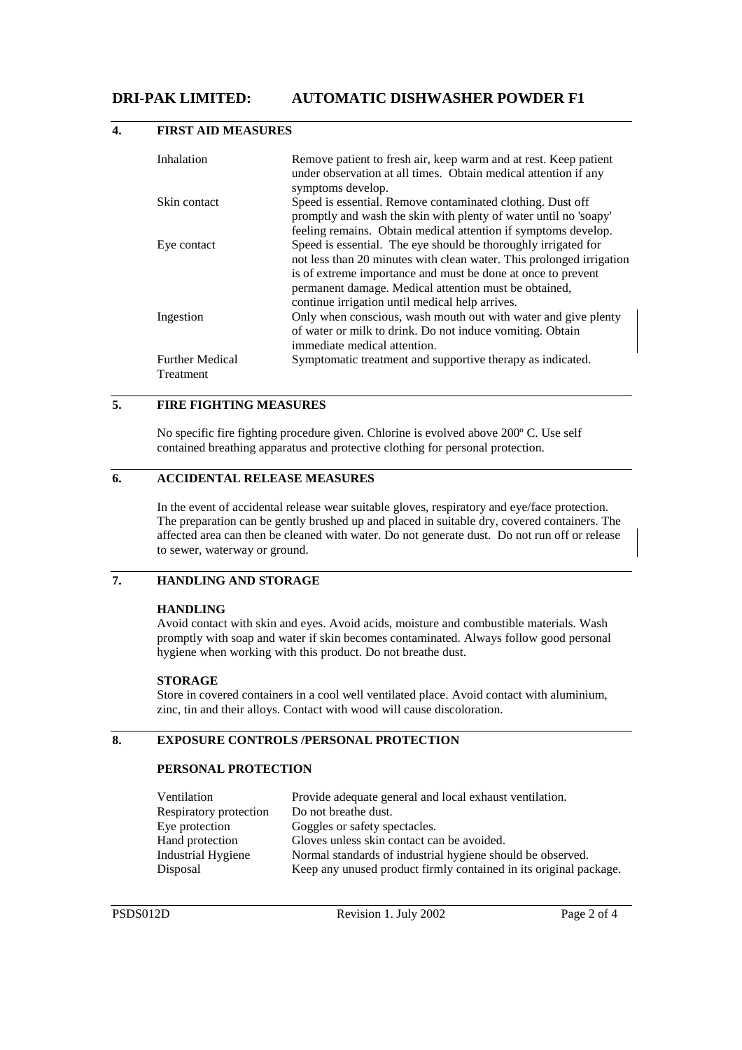# DRI-PAK LIMITED: AUTOMATIC DISHWASHER POWDER F1

## 4. FIRST AID MEASURES

| | |
|---|---|
| Inhalation | Remove patient to fresh air, keep warm and at rest. Keep patient under observation at all times. Obtain medical attention if any symptoms develop. |
| Skin contact | Speed is essential. Remove contaminated clothing. Dust off promptly and wash the skin with plenty of water until no 'soapy' feeling remains. Obtain medical attention if symptoms develop. |
| Eye contact | Speed is essential. The eye should be thoroughly irrigated for not less than 20 minutes with clean water. This prolonged irrigation is of extreme importance and must be done at once to prevent permanent damage. Medical attention must be obtained, continue irrigation until medical help arrives. |
| Ingestion | Only when conscious, wash mouth out with water and give plenty of water or milk to drink. Do not induce vomiting. Obtain immediate medical attention. |
| Further Medical Treatment | Symptomatic treatment and supportive therapy as indicated. |

## 5. FIRE FIGHTING MEASURES

No specific fire fighting procedure given. Chlorine is evolved above 200º C. Use self contained breathing apparatus and protective clothing for personal protection.

## 6. ACCIDENTAL RELEASE MEASURES

In the event of accidental release wear suitable gloves, respiratory and eye/face protection. The preparation can be gently brushed up and placed in suitable dry, covered containers. The affected area can then be cleaned with water. Do not generate dust. Do not run off or release to sewer, waterway or ground.

## 7. HANDLING AND STORAGE

### HANDLING

Avoid contact with skin and eyes. Avoid acids, moisture and combustible materials. Wash promptly with soap and water if skin becomes contaminated. Always follow good personal hygiene when working with this product. Do not breathe dust.

### STORAGE

Store in covered containers in a cool well ventilated place. Avoid contact with aluminium, zinc, tin and their alloys. Contact with wood will cause discoloration.

## 8. EXPOSURE CONTROLS /PERSONAL PROTECTION

### PERSONAL PROTECTION

| | |
|---|---|
| Ventilation | Provide adequate general and local exhaust ventilation. |
| Respiratory protection | Do not breathe dust. |
| Eye protection | Goggles or safety spectacles. |
| Hand protection | Gloves unless skin contact can be avoided. |
| Industrial Hygiene | Normal standards of industrial hygiene should be observed. |
| Disposal | Keep any unused product firmly contained in its original package. |

PSDS012D Revision 1. July 2002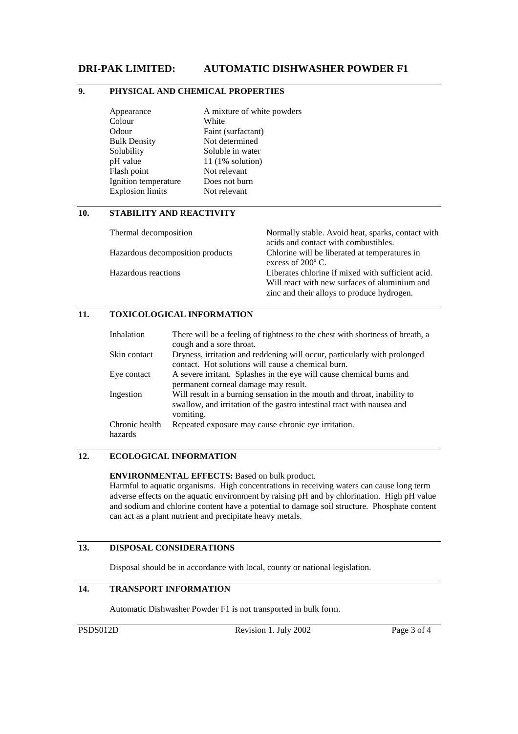## DRI-PAK LIMITED: AUTOMATIC DISHWASHER POWDER F1

## 9. PHYSICAL AND CHEMICAL PROPERTIES

| | |
|---|---|
| Appearance | A mixture of white powders |
| Colour | White |
| Odour | Faint (surfactant) |
| Bulk Density | Not determined |
| Solubility | Soluble in water |
| pH value | 11 (1% solution) |
| Flash point | Not relevant |
| Ignition temperature | Does not burn |
| Explosion limits | Not relevant |

## 10. STABILITY AND REACTIVITY

| | |
|---|---|
| Thermal decomposition | Normally stable. Avoid heat, sparks, contact with acids and contact with combustibles. |
| Hazardous decomposition products | Chlorine will be liberated at temperatures in excess of 200º C. |
| Hazardous reactions | Liberates chlorine if mixed with sufficient acid. Will react with new surfaces of aluminium and zinc and their alloys to produce hydrogen. |

## 11. TOXICOLOGICAL INFORMATION

| | |
|---|---|
| Inhalation | There will be a feeling of tightness to the chest with shortness of breath, a cough and a sore throat. |
| Skin contact | Dryness, irritation and reddening will occur, particularly with prolonged contact. Hot solutions will cause a chemical burn. |
| Eye contact | A severe irritant. Splashes in the eye will cause chemical burns and permanent corneal damage may result. |
| Ingestion | Will result in a burning sensation in the mouth and throat, inability to swallow, and irritation of the gastro intestinal tract with nausea and vomiting. |
| Chronic health hazards | Repeated exposure may cause chronic eye irritation. |

## 12. ECOLOGICAL INFORMATION

**ENVIRONMENTAL EFFECTS:** Based on bulk product.
Harmful to aquatic organisms. High concentrations in receiving waters can cause long term adverse effects on the aquatic environment by raising pH and by chlorination. High pH value and sodium and chlorine content have a potential to damage soil structure. Phosphate content can act as a plant nutrient and precipitate heavy metals.

## 13. DISPOSAL CONSIDERATIONS

Disposal should be in accordance with local, county or national legislation.

## 14. TRANSPORT INFORMATION

Automatic Dishwasher Powder F1 is not transported in bulk form.

PSDS012D Revision 1. July 2002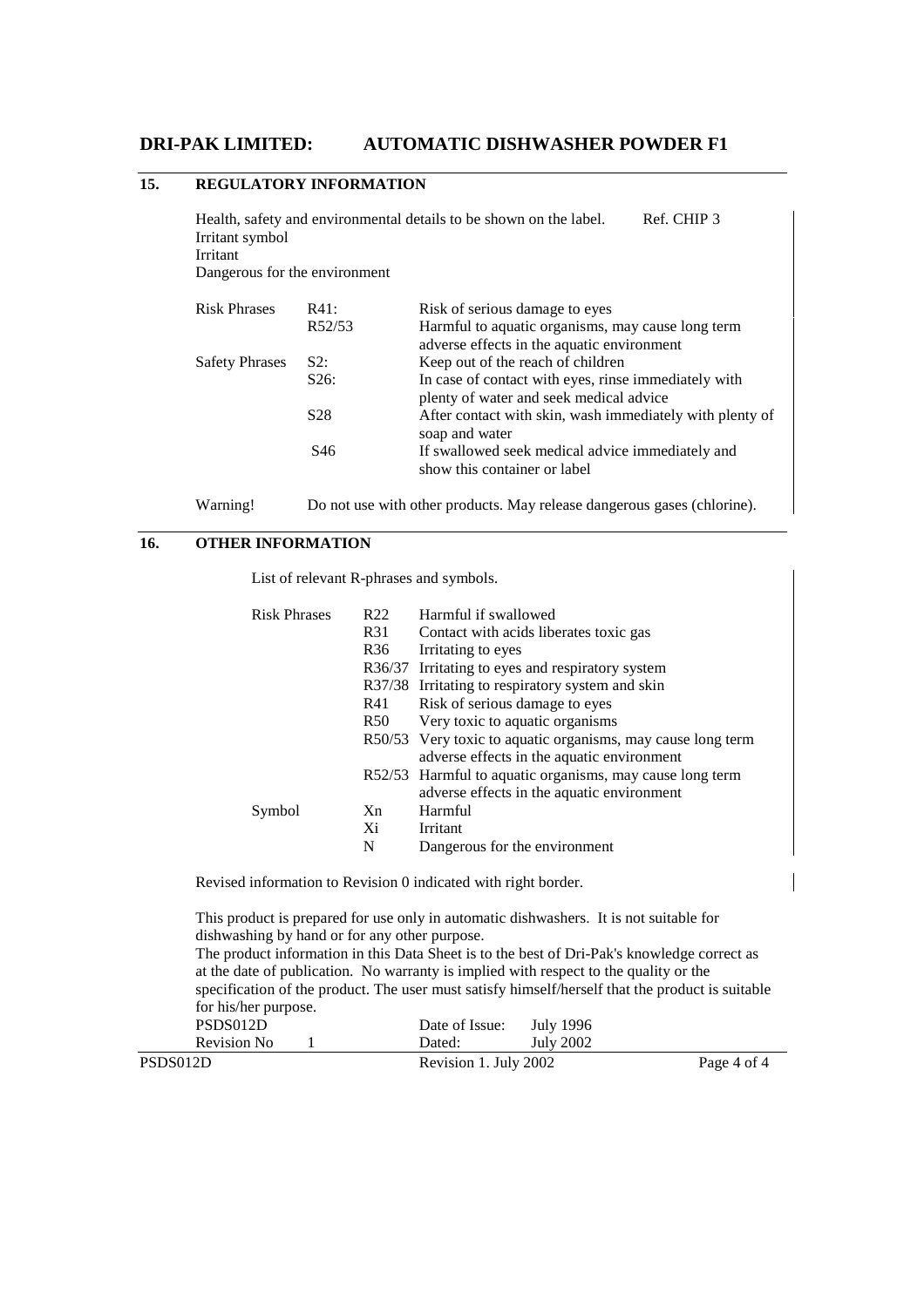## 15. REGULATORY INFORMATION

Health, safety and environmental details to be shown on the label. Ref. CHIP 3
Irritant symbol
Irritant
Dangerous for the environment

| | | |
|---|---|---|
| Risk Phrases | R41: | Risk of serious damage to eyes |
| | R52/53 | Harmful to aquatic organisms, may cause long term adverse effects in the aquatic environment |
| Safety Phrases | S2: | Keep out of the reach of children |
| | S26: | In case of contact with eyes, rinse immediately with plenty of water and seek medical advice |
| | S28 | After contact with skin, wash immediately with plenty of soap and water |
| | S46 | If swallowed seek medical advice immediately and show this container or label |

Warning! Do not use with other products. May release dangerous gases (chlorine).

## 16. OTHER INFORMATION

List of relevant R-phrases and symbols.

| | | |
|---|---|---|
| Risk Phrases | R22 | Harmful if swallowed |
| | R31 | Contact with acids liberates toxic gas |
| | R36 | Irritating to eyes |
| | R36/37 | Irritating to eyes and respiratory system |
| | R37/38 | Irritating to respiratory system and skin |
| | R41 | Risk of serious damage to eyes |
| | R50 | Very toxic to aquatic organisms |
| | R50/53 | Very toxic to aquatic organisms, may cause long term adverse effects in the aquatic environment |
| | R52/53 | Harmful to aquatic organisms, may cause long term adverse effects in the aquatic environment |
| Symbol | Xn | Harmful |
| | Xi | Irritant |
| | N | Dangerous for the environment |

Revised information to Revision 0 indicated with right border.

This product is prepared for use only in automatic dishwashers. It is not suitable for dishwashing by hand or for any other purpose.
The product information in this Data Sheet is to the best of Dri-Pak's knowledge correct as at the date of publication. No warranty is implied with respect to the quality or the specification of the product. The user must satisfy himself/herself that the product is suitable for his/her purpose.

| | | | |
|---|---|---|---|
| PSDS012D | | Date of Issue: | July 1996 |
| Revision No | 1 | Dated: | July 2002 |